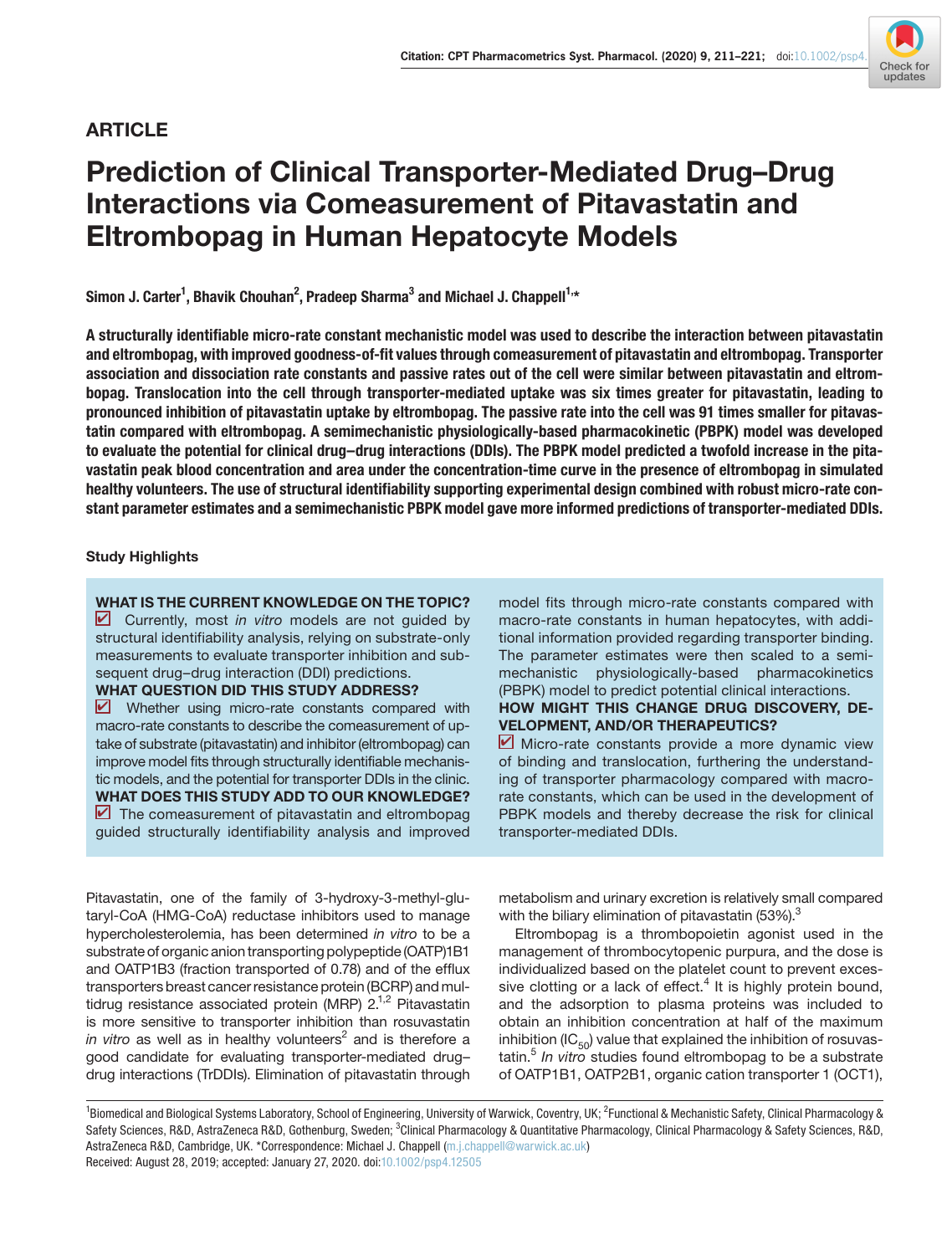ARTICLE

# Prediction of Clinical Transporter-Mediated Drug–Drug Interactions via Comeasurement of Pitavastatin and Eltrombopag in Human Hepatocyte Models

Simon J. Carter[1], Bhavik Chouhan[2], Pradeep Sharma[3] and Michael J. Chappell[1,*]

**A structurally identifiable micro-rate constant mechanistic model was used to describe the interaction between pitavastatin and eltrombopag, with improved goodness-of-fit values through comeasurement of pitavastatin and eltrombopag. Transporter association and dissociation rate constants and passive rates out of the cell were similar between pitavastatin and eltrombopag. Translocation into the cell through transporter-mediated uptake was six times greater for pitavastatin, leading to pronounced inhibition of pitavastatin uptake by eltrombopag. The passive rate into the cell was 91 times smaller for pitavastatin compared with eltrombopag. A semimechanistic physiologically-based pharmacokinetic (PBPK) model was developed to evaluate the potential for clinical drug–drug interactions (DDIs). The PBPK model predicted a twofold increase in the pitavastatin peak blood concentration and area under the concentration-time curve in the presence of eltrombopag in simulated healthy volunteers. The use of structural identifiability supporting experimental design combined with robust micro-rate constant parameter estimates and a semimechanistic PBPK model gave more informed predictions of transporter-mediated DDIs.**

### Study Highlights

**WHAT IS THE CURRENT KNOWLEDGE ON THE TOPIC?**

☑ Currently, most *in vitro* models are not guided by structural identifiability analysis, relying on substrate-only measurements to evaluate transporter inhibition and subsequent drug–drug interaction (DDI) predictions.

**WHAT QUESTION DID THIS STUDY ADDRESS?**

☑ Whether using micro-rate constants compared with macro-rate constants to describe the comeasurement of uptake of substrate (pitavastatin) and inhibitor (eltrombopag) can improve model fits through structurally identifiable mechanistic models, and the potential for transporter DDIs in the clinic.

**WHAT DOES THIS STUDY ADD TO OUR KNOWLEDGE?**

☑ The comeasurement of pitavastatin and eltrombopag guided structurally identifiability analysis and improved model fits through micro-rate constants compared with macro-rate constants in human hepatocytes, with additional information provided regarding transporter binding. The parameter estimates were then scaled to a semimechanistic physiologically-based pharmacokinetics (PBPK) model to predict potential clinical interactions.

**HOW MIGHT THIS CHANGE DRUG DISCOVERY, DEVELOPMENT, AND/OR THERAPEUTICS?**

☑ Micro-rate constants provide a more dynamic view of binding and translocation, furthering the understanding of transporter pharmacology compared with macro-rate constants, which can be used in the development of PBPK models and thereby decrease the risk for clinical transporter-mediated DDIs.

Pitavastatin, one of the family of 3-hydroxy-3-methyl-glutaryl-CoA (HMG-CoA) reductase inhibitors used to manage hypercholesterolemia, has been determined *in vitro* to be a substrate of organic anion transporting polypeptide (OATP)1B1 and OATP1B3 (fraction transported of 0.78) and of the efflux transporters breast cancer resistance protein (BCRP) and multidrug resistance associated protein (MRP) 2.[1,2] Pitavastatin is more sensitive to transporter inhibition than rosuvastatin *in vitro* as well as in healthy volunteers[2] and is therefore a good candidate for evaluating transporter-mediated drug–drug interactions (TrDDIs). Elimination of pitavastatin through metabolism and urinary excretion is relatively small compared with the biliary elimination of pitavastatin (53%).[3]

Eltrombopag is a thrombopoietin agonist used in the management of thrombocytopenic purpura, and the dose is individualized based on the platelet count to prevent excessive clotting or a lack of effect.[4] It is highly protein bound, and the adsorption to plasma proteins was included to obtain an inhibition concentration at half of the maximum inhibition ($IC_{50}$) value that explained the inhibition of rosuvastatin.[5] *In vitro* studies found eltrombopag to be a substrate of OATP1B1, OATP2B1, organic cation transporter 1 (OCT1),

[1]Biomedical and Biological Systems Laboratory, School of Engineering, University of Warwick, Coventry, UK; [2]Functional & Mechanistic Safety, Clinical Pharmacology & Safety Sciences, R&D, AstraZeneca R&D, Gothenburg, Sweden; [3]Clinical Pharmacology & Quantitative Pharmacology, Clinical Pharmacology & Safety Sciences, R&D, AstraZeneca R&D, Cambridge, UK. *Correspondence: Michael J. Chappell (m.j.chappell@warwick.ac.uk)
Received: August 28, 2019; accepted: January 27, 2020. doi:10.1002/psp4.12505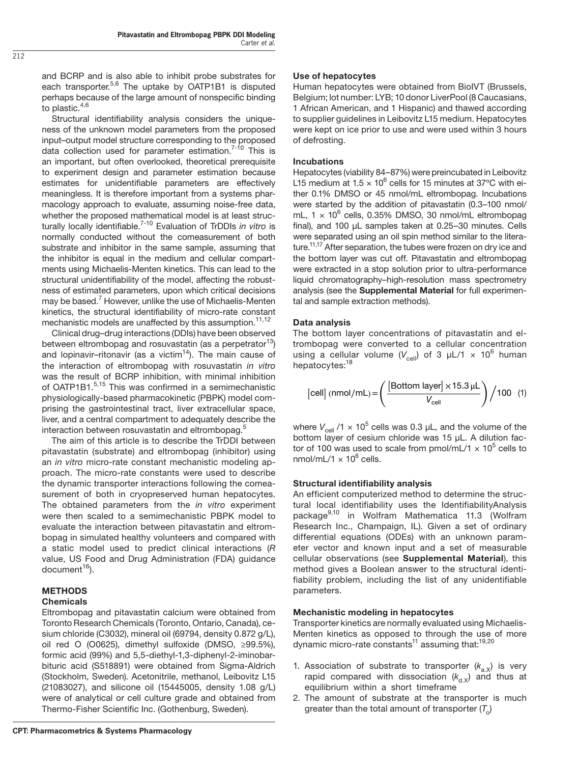and BCRP and is also able to inhibit probe substrates for each transporter.[5,6] The uptake by OATP1B1 is disputed perhaps because of the large amount of nonspecific binding to plastic.[4,6]

Structural identifiability analysis considers the uniqueness of the unknown model parameters from the proposed input–output model structure corresponding to the proposed data collection used for parameter estimation.[7-10] This is an important, but often overlooked, theoretical prerequisite to experiment design and parameter estimation because estimates for unidentifiable parameters are effectively meaningless. It is therefore important from a systems pharmacology approach to evaluate, assuming noise-free data, whether the proposed mathematical model is at least structurally locally identifiable.[7-10] Evaluation of TrDDIs *in vitro* is normally conducted without the comeasurement of both substrate and inhibitor in the same sample, assuming that the inhibitor is equal in the medium and cellular compartments using Michaelis-Menten kinetics. This can lead to the structural unidentifiability of the model, affecting the robustness of estimated parameters, upon which critical decisions may be based.[7] However, unlike the use of Michaelis-Menten kinetics, the structural identifiability of micro-rate constant mechanistic models are unaffected by this assumption.[11,12]

Clinical drug–drug interactions (DDIs) have been observed between eltrombopag and rosuvastatin (as a perpetrator[13]) and lopinavir–ritonavir (as a victim[14]). The main cause of the interaction of eltrombopag with rosuvastatin *in vitro* was the result of BCRP inhibition, with minimal inhibition of OATP1B1.[5,15] This was confirmed in a semimechanistic physiologically-based pharmacokinetic (PBPK) model comprising the gastrointestinal tract, liver extracellular space, liver, and a central compartment to adequately describe the interaction between rosuvastatin and eltrombopag.[5]

The aim of this article is to describe the TrDDI between pitavastatin (substrate) and eltrombopag (inhibitor) using an *in vitro* micro-rate constant mechanistic modeling approach. The micro-rate constants were used to describe the dynamic transporter interactions following the comeasurement of both in cryopreserved human hepatocytes. The obtained parameters from the *in vitro* experiment were then scaled to a semimechanistic PBPK model to evaluate the interaction between pitavastatin and eltrombopag in simulated healthy volunteers and compared with a static model used to predict clinical interactions (*R* value, US Food and Drug Administration (FDA) guidance document[16]).

## METHODS

### Chemicals

Eltrombopag and pitavastatin calcium were obtained from Toronto Research Chemicals (Toronto, Ontario, Canada), cesium chloride (C3032), mineral oil (69794, density 0.872 g/L), oil red O (O0625), dimethyl sulfoxide (DMSO, ≥99.5%), formic acid (99%) and 5,5-diethyl-1,3-diphenyl-2-iminobarbituric acid (S518891) were obtained from Sigma-Aldrich (Stockholm, Sweden). Acetonitrile, methanol, Leibovitz L15 (21083027), and silicone oil (15445005, density 1.08 g/L) were of analytical or cell culture grade and obtained from Thermo-Fisher Scientific Inc. (Gothenburg, Sweden).

### Use of hepatocytes

Human hepatocytes were obtained from BioIVT (Brussels, Belgium; lot number: LYB; 10 donor LiverPool (8 Caucasians, 1 African American, and 1 Hispanic) and thawed according to supplier guidelines in Leibovitz L15 medium. Hepatocytes were kept on ice prior to use and were used within 3 hours of defrosting.

### Incubations

Hepatocytes (viability 84–87%) were preincubated in Leibovitz L15 medium at $1.5 \times 10^6$ cells for 15 minutes at 37°C with either 0.1% DMSO or 45 nmol/mL eltrombopag. Incubations were started by the addition of pitavastatin (0.3–100 nmol/mL, $1 \times 10^6$ cells, 0.35% DMSO, 30 nmol/mL eltrombopag final), and 100 µL samples taken at 0.25–30 minutes. Cells were separated using an oil spin method similar to the literature.[11,17] After separation, the tubes were frozen on dry ice and the bottom layer was cut off. Pitavastatin and eltrombopag were extracted in a stop solution prior to ultra-performance liquid chromatography–high-resolution mass spectrometry analysis (see the **Supplemental Material** for full experimental and sample extraction methods).

### Data analysis

The bottom layer concentrations of pitavastatin and eltrombopag were converted to a cellular concentration using a cellular volume ($V_{cell}$) of 3 µL/1 × $10^6$ human hepatocytes:[18]

$$[\text{cell}]\,(\text{nmol/mL}) = \left( \frac{[\text{Bottom layer}] \times 15.3\,\mu\text{L}}{V_{\text{cell}}} \right) \Big/ 100 \quad (1)$$

where $V_{cell}$ /1 × $10^5$ cells was 0.3 µL, and the volume of the bottom layer of cesium chloride was 15 µL. A dilution factor of 100 was used to scale from pmol/mL/1 × $10^5$ cells to nmol/mL/1 × $10^6$ cells.

### Structural identifiability analysis

An efficient computerized method to determine the structural local identifiability uses the IdentifiabilityAnalysis package[9,10] in Wolfram Mathematica 11.3 (Wolfram Research Inc., Champaign, IL). Given a set of ordinary differential equations (ODEs) with an unknown parameter vector and known input and a set of measurable cellular observations (see **Supplemental Material**), this method gives a Boolean answer to the structural identifiability problem, including the list of any unidentifiable parameters.

### Mechanistic modeling in hepatocytes

Transporter kinetics are normally evaluated using Michaelis-Menten kinetics as opposed to through the use of more dynamic micro-rate constants[11] assuming that:[19,20]

1. Association of substrate to transporter ($k_{a,X}$) is very rapid compared with dissociation ($k_{d,X}$) and thus at equilibrium within a short timeframe
2. The amount of substrate at the transporter is much greater than the total amount of transporter ($T_o$)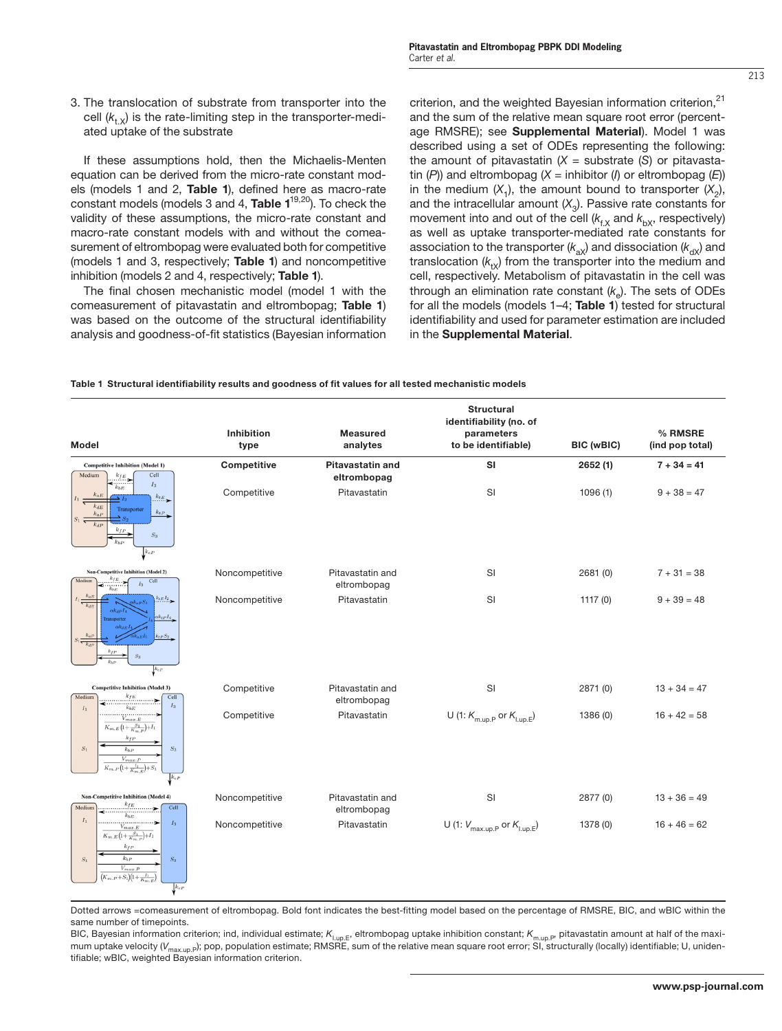3. The translocation of substrate from transporter into the cell ($k_{t.X}$) is the rate-limiting step in the transporter-mediated uptake of the substrate

If these assumptions hold, then the Michaelis-Menten equation can be derived from the micro-rate constant models (models 1 and 2, **Table 1**), defined here as macro-rate constant models (models 3 and 4, **Table 1**[19,20]). To check the validity of these assumptions, the micro-rate constant and macro-rate constant models with and without the comeasurement of eltrombopag were evaluated both for competitive (models 1 and 3, respectively; **Table 1**) and noncompetitive inhibition (models 2 and 4, respectively; **Table 1**).

The final chosen mechanistic model (model 1 with the comeasurement of pitavastatin and eltrombopag; **Table 1**) was based on the outcome of the structural identifiability analysis and goodness-of-fit statistics (Bayesian information criterion, and the weighted Bayesian information criterion,[21] and the sum of the relative mean square root error (percentage RMSRE); see **Supplemental Material**). Model 1 was described using a set of ODEs representing the following: the amount of pitavastatin ($X$ = substrate ($S$) or pitavastatin ($P$)) and eltrombopag ($X$ = inhibitor ($I$) or eltrombopag ($E$)) in the medium ($X_1$), the amount bound to transporter ($X_2$), and the intracellular amount ($X_3$). Passive rate constants for movement into and out of the cell ($k_{f.X}$ and $k_{bX}$, respectively) as well as uptake transporter-mediated rate constants for association to the transporter ($k_{aX}$) and dissociation ($k_{dX}$) and translocation ($k_{tX}$) from the transporter into the medium and cell, respectively. Metabolism of pitavastatin in the cell was through an elimination rate constant ($k_e$). The sets of ODEs for all the models (models 1–4; **Table 1**) tested for structural identifiability and used for parameter estimation are included in the **Supplemental Material**.

**Table 1 Structural identifiability results and goodness of fit values for all tested mechanistic models**

| Model | Inhibition type | Measured analytes | Structural identifiability (no. of parameters to be identifiable) | BIC (wBIC) | % RMSRE (ind pop total) |
|---|---|---|---|---|---|
| Competitive Inhibition (Model 1) | **Competitive** | **Pitavastatin and eltrombopag** | **SI** | **2652 (1)** | **7 + 34 = 41** |
| | Competitive | Pitavastatin | SI | 1096 (1) | 9 + 38 = 47 |
| Non-Competitive Inhibition (Model 2) | Noncompetitive | Pitavastatin and eltrombopag | SI | 2681 (0) | 7 + 31 = 38 |
| | Noncompetitive | Pitavastatin | SI | 1117 (0) | 9 + 39 = 48 |
| Competitive Inhibition (Model 3) | Competitive | Pitavastatin and eltrombopag | SI | 2871 (0) | 13 + 34 = 47 |
| | Competitive | Pitavastatin | U (1: $K_{m.up.P}$ or $K_{I.up.E}$) | 1386 (0) | 16 + 42 = 58 |
| Non-Competitive Inhibition (Model 4) | Noncompetitive | Pitavastatin and eltrombopag | SI | 2877 (0) | 13 + 36 = 49 |
| | Noncompetitive | Pitavastatin | U (1: $V_{max.up.P}$ or $K_{I.up.E}$) | 1378 (0) | 16 + 46 = 62 |

Dotted arrows =comeasurement of eltrombopag. Bold font indicates the best-fitting model based on the percentage of RMSRE, BIC, and wBIC within the same number of timepoints.

BIC, Bayesian information criterion; ind, individual estimate; $K_{I.up.E}$, eltrombopag uptake inhibition constant; $K_{m.up.P}$, pitavastatin amount at half of the maximum uptake velocity ($V_{max.up.P}$); pop, population estimate; RMSRE, sum of the relative mean square root error; SI, structurally (locally) identifiable; U, unidentifiable; wBIC, weighted Bayesian information criterion.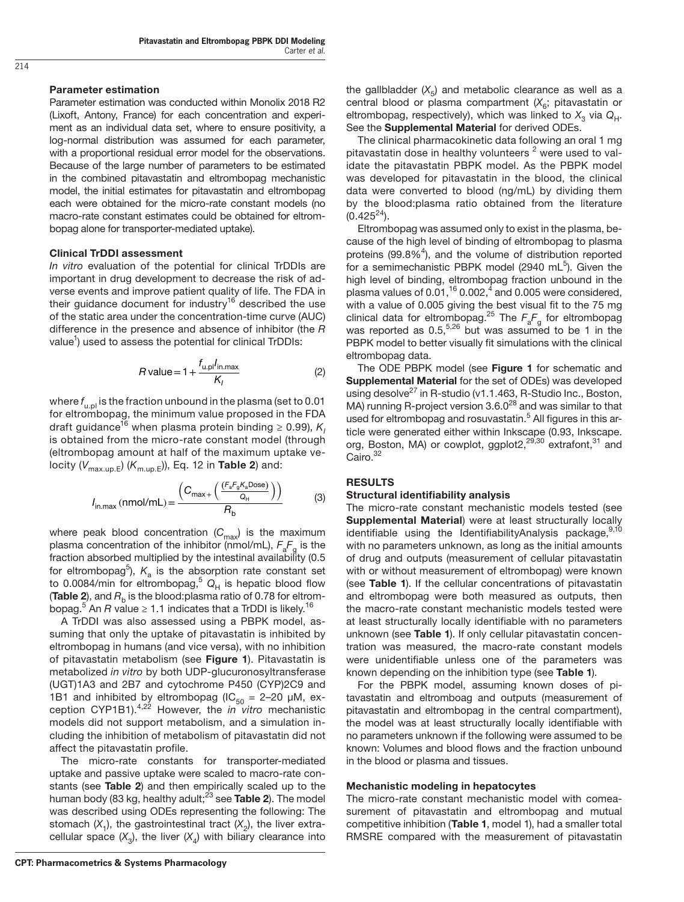### Parameter estimation

Parameter estimation was conducted within Monolix 2018 R2 (Lixoft, Antony, France) for each concentration and experiment as an individual data set, where to ensure positivity, a log-normal distribution was assumed for each parameter, with a proportional residual error model for the observations. Because of the large number of parameters to be estimated in the combined pitavastatin and eltrombopag mechanistic model, the initial estimates for pitavastatin and eltrombopag each were obtained for the micro-rate constant models (no macro-rate constant estimates could be obtained for eltrombopag alone for transporter-mediated uptake).

### Clinical TrDDI assessment

*In vitro* evaluation of the potential for clinical TrDDIs are important in drug development to decrease the risk of adverse events and improve patient quality of life. The FDA in their guidance document for industry[16] described the use of the static area under the concentration-time curve (AUC) difference in the presence and absence of inhibitor (the *R* value[1]) used to assess the potential for clinical TrDDIs:

$$R\,\text{value} = 1 + \frac{f_{u.pl} I_{in.max}}{K_I} \tag{2}$$

where $f_{u.pl}$ is the fraction unbound in the plasma (set to 0.01 for eltrombopag, the minimum value proposed in the FDA draft guidance[16] when plasma protein binding ≥ 0.99), $K_I$ is obtained from the micro-rate constant model (through (eltrombopag amount at half of the maximum uptake velocity ($V_{max.up.E}$) ($K_{m.up.E}$)), Eq. 12 in **Table 2**) and:

$$I_{in.max}\,(\text{nmol/mL}) = \frac{\left(C_{max} + \left(\frac{(F_a F_g K_a \text{Dose})}{Q_H}\right)\right)}{R_b} \tag{3}$$

where peak blood concentration ($C_{max}$) is the maximum plasma concentration of the inhibitor (nmol/mL), $F_aF_g$ is the fraction absorbed multiplied by the intestinal availability (0.5 for eltrombopag[5]), $K_a$ is the absorption rate constant set to 0.0084/min for eltrombopag,[5] $Q_H$ is hepatic blood flow (**Table 2**), and $R_b$ is the blood:plasma ratio of 0.78 for eltrombopag.[5] An *R* value ≥ 1.1 indicates that a TrDDI is likely.[16]

A TrDDI was also assessed using a PBPK model, assuming that only the uptake of pitavastatin is inhibited by eltrombopag in humans (and vice versa), with no inhibition of pitavastatin metabolism (see **Figure 1**). Pitavastatin is metabolized *in vitro* by both UDP-glucuronosyltransferase (UGT)1A3 and 2B7 and cytochrome P450 (CYP)2C9 and 1B1 and inhibited by eltrombopag ($IC_{50}$ = 2–20 µM, exception CYP1B1).[4,22] However, the *in vitro* mechanistic models did not support metabolism, and a simulation including the inhibition of metabolism of pitavastatin did not affect the pitavastatin profile.

The micro-rate constants for transporter-mediated uptake and passive uptake were scaled to macro-rate constants (see **Table 2**) and then empirically scaled up to the human body (83 kg, healthy adult;[23] see **Table 2**). The model was described using ODEs representing the following: The stomach ($X_1$), the gastrointestinal tract ($X_2$), the liver extracellular space ($X_3$), the liver ($X_4$) with biliary clearance into the gallbladder ($X_5$) and metabolic clearance as well as a central blood or plasma compartment ($X_6$; pitavastatin or eltrombopag, respectively), which was linked to $X_3$ via $Q_H$. See the **Supplemental Material** for derived ODEs.

The clinical pharmacokinetic data following an oral 1 mg pitavastatin dose in healthy volunteers [2] were used to validate the pitavastatin PBPK model. As the PBPK model was developed for pitavastatin in the blood, the clinical data were converted to blood (ng/mL) by dividing them by the blood:plasma ratio obtained from the literature (0.425[24]).

Eltrombopag was assumed only to exist in the plasma, because of the high level of binding of eltrombopag to plasma proteins (99.8%[4]), and the volume of distribution reported for a semimechanistic PBPK model (2940 mL[5]). Given the high level of binding, eltrombopag fraction unbound in the plasma values of 0.01,[16] 0.002,[4] and 0.005 were considered, with a value of 0.005 giving the best visual fit to the 75 mg clinical data for eltrombopag.[25] The $F_aF_g$ for eltrombopag was reported as 0.5,[5,26] but was assumed to be 1 in the PBPK model to better visually fit simulations with the clinical eltrombopag data.

The ODE PBPK model (see **Figure 1** for schematic and **Supplemental Material** for the set of ODEs) was developed using desolve[27] in R-studio (v1.1.463, R-Studio Inc., Boston, MA) running R-project version 3.6.0[28] and was similar to that used for eltrombopag and rosuvastatin.[5] All figures in this article were generated either within Inkscape (0.93, Inkscape.org, Boston, MA) or cowplot, ggplot2,[29,30] extrafont,[31] and Cairo.[32]

## RESULTS

### Structural identifiability analysis

The micro-rate constant mechanistic models tested (see **Supplemental Material**) were at least structurally locally identifiable using the IdentifiabilityAnalysis package,[9,10] with no parameters unknown, as long as the initial amounts of drug and outputs (measurement of cellular pitavastatin with or without measurement of eltrombopag) were known (see **Table 1**). If the cellular concentrations of pitavastatin and eltrombopag were both measured as outputs, then the macro-rate constant mechanistic models tested were at least structurally locally identifiable with no parameters unknown (see **Table 1**). If only cellular pitavastatin concentration was measured, the macro-rate constant models were unidentifiable unless one of the parameters was known depending on the inhibition type (see **Table 1**).

For the PBPK model, assuming known doses of pitavastatin and eltromboag and outputs (measurement of pitavastatin and eltrombopag in the central compartment), the model was at least structurally locally identifiable with no parameters unknown if the following were assumed to be known: Volumes and blood flows and the fraction unbound in the blood or plasma and tissues.

### Mechanistic modeling in hepatocytes

The micro-rate constant mechanistic model with comeasurement of pitavastatin and eltrombopag and mutual competitive inhibition (**Table 1**, model 1), had a smaller total RMSRE compared with the measurement of pitavastatin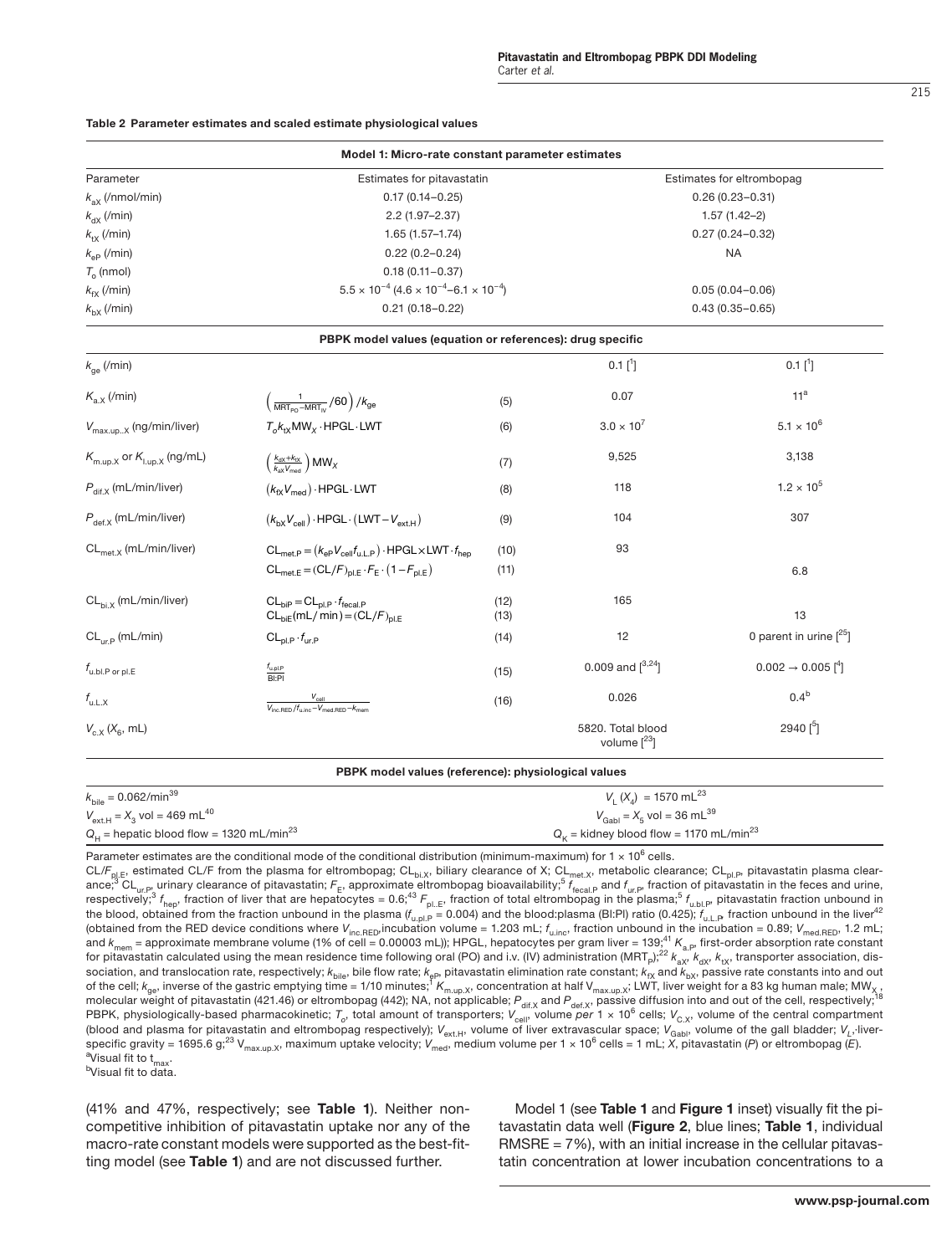**Table 2 Parameter estimates and scaled estimate physiological values**

| Parameter | | | Estimates for pitavastatin | Estimates for eltrombopag |
|---|---|---|---|---|
| **Model 1: Micro-rate constant parameter estimates** | | | | |
| $k_{aX}$ (/nmol/min) | | | 0.17 (0.14–0.25) | 0.26 (0.23–0.31) |
| $k_{dX}$ (/min) | | | 2.2 (1.97–2.37) | 1.57 (1.42–2) |
| $k_{tX}$ (/min) | | | 1.65 (1.57–1.74) | 0.27 (0.24–0.32) |
| $k_{eP}$ (/min) | | | 0.22 (0.2–0.24) | NA |
| $T_o$ (nmol) | | | 0.18 (0.11–0.37) | |
| $k_{fX}$ (/min) | | | $5.5 \times 10^{-4}$ ($4.6 \times 10^{-4}$–$6.1 \times 10^{-4}$) | 0.05 (0.04–0.06) |
| $k_{bX}$ (/min) | | | 0.21 (0.18–0.22) | 0.43 (0.35–0.65) |
| **PBPK model values (equation or references): drug specific** | | | | |
| $k_{ge}$ (/min) | | | 0.1 [1] | 0.1 [1] |
| $K_{a.X}$ (/min) | $\left(\frac{1}{\text{MRT}_{\text{PO}}-\text{MRT}_{\text{iv}}}/60\right)/k_{ge}$ | (5) | 0.07 | 11[a] |
| $V_{max.up..X}$ (ng/min/liver) | $T_o k_{tX} \text{MW}_X \cdot \text{HPGL} \cdot \text{LWT}$ | (6) | $3.0 \times 10^7$ | $5.1 \times 10^6$ |
| $K_{m.up.X}$ or $K_{i.up.X}$ (ng/mL) | $\left(\frac{k_{dX}+k_{tX}}{k_{aX}V_{med}}\right)\text{MW}_X$ | (7) | 9,525 | 3,138 |
| $P_{dif.X}$ (mL/min/liver) | $(k_{fX}V_{med}) \cdot \text{HPGL} \cdot \text{LWT}$ | (8) | 118 | $1.2 \times 10^5$ |
| $P_{def.X}$ (mL/min/liver) | $(k_{bX}V_{cell}) \cdot \text{HPGL} \cdot (\text{LWT} - V_{ext.H})$ | (9) | 104 | 307 |
| $\text{CL}_{met.X}$ (mL/min/liver) | $\text{CL}_{met.P} = (k_{eP}V_{cell}f_{u.L.P}) \cdot \text{HPGL} \times \text{LWT} \cdot f_{hep}$ | (10) | 93 | |
| | $\text{CL}_{met.E} = (\text{CL}/F)_{pl.E} \cdot F_E \cdot (1 - F_{pl.E})$ | (11) | | 6.8 |
| $\text{CL}_{bi.X}$ (mL/min/liver) | $\text{CL}_{biP} = \text{CL}_{pl.P} \cdot f_{fecal.P}$ | (12) | 165 | |
| | $\text{CL}_{biE}(\text{mL/min}) = (\text{CL}/F)_{pl.E}$ | (13) | | 13 |
| $\text{CL}_{ur.P}$ (mL/min) | $\text{CL}_{pl.P} \cdot f_{ur.P}$ | (14) | 12 | 0 parent in urine [25] |
| $f_{u.bl.P \text{ or } pl.E}$ | $\frac{f_{u.pl.P}}{\text{Bl:Pl}}$ | (15) | 0.009 and [3,24] | $0.002 \rightarrow 0.005$ [4] |
| $f_{u.L.X}$ | $\frac{V_{cell}}{V_{inc.RED}/f_{u.inc} - V_{med.RED} - k_{mem}}$ | (16) | 0.026 | 0.4[b] |
| $V_{c.X}$ ($X_6$, mL) | | | 5820. Total blood volume [23] | 2940 [5] |

| **PBPK model values (reference): physiological values** | |
|---|---|
| $k_{bile} = 0.062$/min[39] | $V_L$ ($X_4$) = 1570 mL[23] |
| $V_{ext.H} = X_3$ vol = 469 mL[40] | $V_{Gabl} = X_5$ vol = 36 mL[39] |
| $Q_H$ = hepatic blood flow = 1320 mL/min[23] | $Q_K$ = kidney blood flow = 1170 mL/min[23] |

Parameter estimates are the conditional mode of the conditional distribution (minimum-maximum) for $1 \times 10^6$ cells.
$\text{CL}/F_{pl.E}$, estimated CL/F from the plasma for eltrombopag; $\text{CL}_{bi.X}$, biliary clearance of X; $\text{CL}_{met.X}$, metabolic clearance; $\text{CL}_{pl.P}$, pitavastatin plasma clearance;[3] $\text{CL}_{ur.P}$, urinary clearance of pitavastatin; $F_E$, approximate eltrombopag bioavailability;[5] $f_{fecal.P}$ and $f_{ur.P}$, fraction of pitavastatin in the feces and urine, respectively;[3] $f_{hep}$, fraction of liver that are hepatocytes = 0.6;[43] $F_{pl.E}$, fraction of total eltrombopag in the plasma;[5] $f_{u.bl.P}$, pitavastatin fraction unbound in the blood, obtained from the fraction unbound in the plasma ($f_{u.pl.P}$ = 0.004) and the blood:plasma (Bl:Pl) ratio (0.425); $f_{u.L.P}$, fraction unbound in the liver[42] (obtained from the RED device conditions where $V_{inc.RED}$, incubation volume = 1.203 mL; $f_{u.inc}$, fraction unbound in the incubation = 0.89; $V_{med.RED}$, 1.2 mL; and $k_{mem}$ = approximate membrane volume (1% of cell = 0.00003 mL)); HPGL, hepatocytes per gram liver = 139;[41] $K_{a.P}$, first-order absorption rate constant for pitavastatin calculated using the mean residence time following oral (PO) and i.v. (IV) administration ($\text{MRT}_P$);[22] $k_{aX}$, $k_{dX}$, $k_{tX}$, transporter association, dissociation, and translocation rate, respectively; $k_{bile}$, bile flow rate; $k_{eP}$, pitavastatin elimination rate constant; $k_{fX}$ and $k_{bX}$, passive rate constants into and out of the cell; $k_{ge}$, inverse of the gastric emptying time = 1/10 minutes;[1] $K_{m.up.X}$, concentration at half $V_{max.up.X}$; LWT, liver weight for a 83 kg human male; $\text{MW}_X$, molecular weight of pitavastatin (421.46) or eltrombopag (442); NA, not applicable; $P_{dif.X}$ and $P_{def.X}$, passive diffusion into and out of the cell, respectively;[18] PBPK, physiologically-based pharmacokinetic; $T_o$, total amount of transporters; $V_{cell}$, volume *per* $1 \times 10^6$ cells; $V_{C.X}$, volume of the central compartment (blood and plasma for pitavastatin and eltrombopag respectively); $V_{ext.H}$, volume of liver extravascular space; $V_{Gabl}$, volume of the gall bladder; $V_L$, liver-specific gravity = 1695.6 g;[23] $V_{max.up.X}$, maximum uptake velocity; $V_{med}$, medium volume per $1 \times 10^6$ cells = 1 mL; X, pitavastatin (P) or eltrombopag (E).
[a]Visual fit to $t_{max}$.
[b]Visual fit to data.

(41% and 47%, respectively; see **Table 1**). Neither noncompetitive inhibition of pitavastatin uptake nor any of the macro-rate constant models were supported as the best-fitting model (see **Table 1**) and are not discussed further.

Model 1 (see **Table 1** and **Figure 1** inset) visually fit the pitavastatin data well (**Figure 2**, blue lines; **Table 1**, individual RMSRE = 7%), with an initial increase in the cellular pitavastatin concentration at lower incubation concentrations to a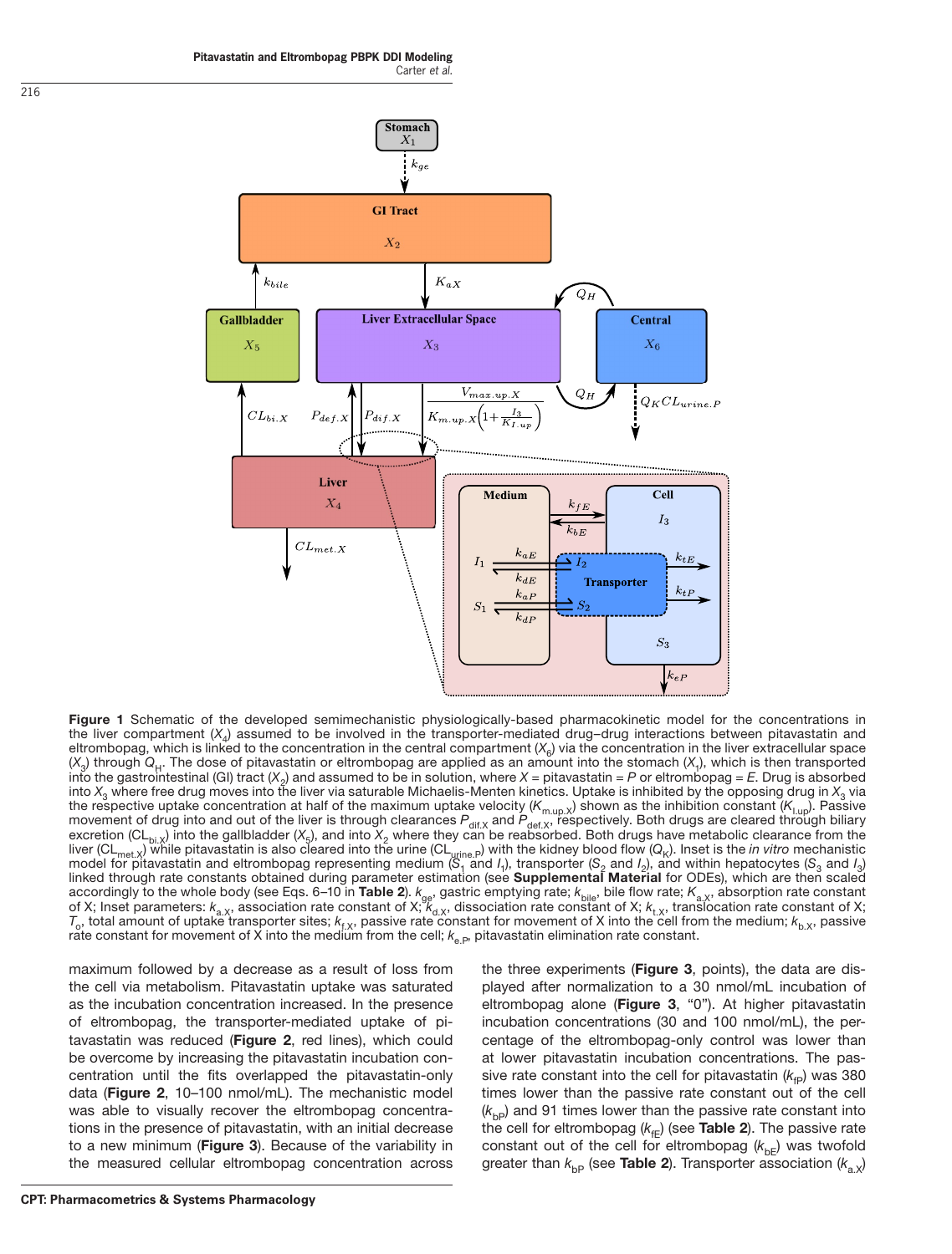**Figure 1** Schematic of the developed semimechanistic physiologically-based pharmacokinetic model for the concentrations in the liver compartment ($X_4$) assumed to be involved in the transporter-mediated drug–drug interactions between pitavastatin and eltrombopag, which is linked to the concentration in the central compartment ($X_6$) via the concentration in the liver extracellular space ($X_3$) through $Q_H$. The dose of pitavastatin or eltrombopag are applied as an amount into the stomach ($X_1$), which is then transported into the gastrointestinal (GI) tract ($X_2$) and assumed to be in solution, where $X$ = pitavastatin = $P$ or eltrombopag = $E$. Drug is absorbed into $X_3$ where free drug moves into the liver via saturable Michaelis-Menten kinetics. Uptake is inhibited by the opposing drug in $X_3$ via the respective uptake concentration at half of the maximum uptake velocity ($K_{m.up.X}$) shown as the inhibition constant ($K_{I.up}$). Passive movement of drug into and out of the liver is through clearances $P_{dif.X}$ and $P_{def.X}$, respectively. Both drugs are cleared through biliary excretion ($CL_{bi.X}$) into the gallbladder ($X_5$), and into $X_2$ where they can be reabsorbed. Both drugs have metabolic clearance from the liver ($CL_{met.X}$) while pitavastatin is also cleared into the urine ($CL_{urine.P}$) with the kidney blood flow ($Q_K$). Inset is the *in vitro* mechanistic model for pitavastatin and eltrombopag representing medium ($S_1$ and $I_1$), transporter ($S_2$ and $I_2$), and within hepatocytes ($S_3$ and $I_3$) linked through rate constants obtained during parameter estimation (see **Supplemental Material** for ODEs), which are then scaled accordingly to the whole body (see Eqs. 6–10 in **Table 2**). $k_{ge}$, gastric emptying rate; $k_{bile}$, bile flow rate; $K_{a.X}$, absorption rate constant of X; Inset parameters: $k_{a.X}$, association rate constant of X; $k_{d.X}$, dissociation rate constant of X; $k_{t.X}$, translocation rate constant of X; $T_o$, total amount of uptake transporter sites; $k_{f.X}$, passive rate constant for movement of X into the cell from the medium; $k_{b.X}$, passive rate constant for movement of X into the medium from the cell; $k_{e.P}$, pitavastatin elimination rate constant.

maximum followed by a decrease as a result of loss from the cell via metabolism. Pitavastatin uptake was saturated as the incubation concentration increased. In the presence of eltrombopag, the transporter-mediated uptake of pitavastatin was reduced (**Figure 2**, red lines), which could be overcome by increasing the pitavastatin incubation concentration until the fits overlapped the pitavastatin-only data (**Figure 2**, 10–100 nmol/mL). The mechanistic model was able to visually recover the eltrombopag concentrations in the presence of pitavastatin, with an initial decrease to a new minimum (**Figure 3**). Because of the variability in the measured cellular eltrombopag concentration across the three experiments (**Figure 3**, points), the data are displayed after normalization to a 30 nmol/mL incubation of eltrombopag alone (**Figure 3**, "0"). At higher pitavastatin incubation concentrations (30 and 100 nmol/mL), the percentage of the eltrombopag-only control was lower than at lower pitavastatin incubation concentrations. The passive rate constant into the cell for pitavastatin ($k_{fP}$) was 380 times lower than the passive rate constant out of the cell ($k_{bP}$) and 91 times lower than the passive rate constant into the cell for eltrombopag ($k_{fE}$) (see **Table 2**). The passive rate constant of the cell for eltrombopag ($k_{bE}$) was twofold greater than $k_{bP}$ (see **Table 2**). Transporter association ($k_{a.X}$)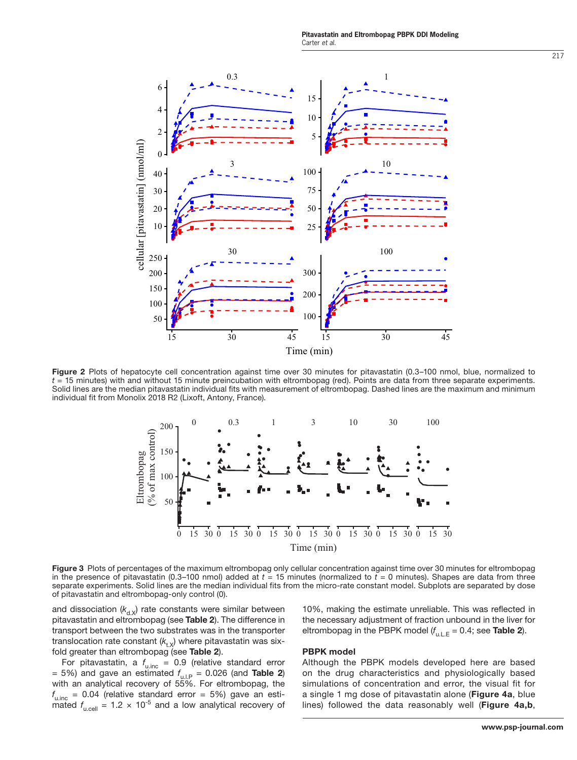Figure 2 Plots of hepatocyte cell concentration against time over 30 minutes for pitavastatin (0.3–100 nmol, blue, normalized to $t$ = 15 minutes) with and without 15 minute preincubation with eltrombopag (red). Points are data from three separate experiments. Solid lines are the median pitavastatin individual fits with measurement of eltrombopag. Dashed lines are the maximum and minimum individual fit from Monolix 2018 R2 (Lixoft, Antony, France).

Figure 3 Plots of percentages of the maximum eltrombopag only cellular concentration against time over 30 minutes for eltrombopag in the presence of pitavastatin (0.3–100 nmol) added at $t$ = 15 minutes (normalized to $t$ = 0 minutes). Shapes are data from three separate experiments. Solid lines are the median individual fits from the micro-rate constant model. Subplots are separated by dose of pitavastatin and eltrombopag-only control (0).

and dissociation ($k_{d,X}$) rate constants were similar between pitavastatin and eltrombopag (see **Table 2**). The difference in transport between the two substrates was in the transporter translocation rate constant ($k_{t,X}$) where pitavastatin was six-fold greater than eltrombopag (see **Table 2**).

For pitavastatin, a $f_{u,inc}$ = 0.9 (relative standard error = 5%) and gave an estimated $f_{u,I,P}$ = 0.026 (and **Table 2**) with an analytical recovery of 55%. For eltrombopag, the $f_{u,inc}$ = 0.04 (relative standard error = 5%) gave an estimated $f_{u,cell}$ = 1.2 × $10^{-5}$ and a low analytical recovery of 10%, making the estimate unreliable. This was reflected in the necessary adjustment of fraction unbound in the liver for eltrombopag in the PBPK model ($f_{u,L,E}$ = 0.4; see **Table 2**).

### PBPK model

Although the PBPK models developed here are based on the drug characteristics and physiologically based simulations of concentration and error, the visual fit for a single 1 mg dose of pitavastatin alone (**Figure 4a**, blue lines) followed the data reasonably well (**Figure 4a,b**,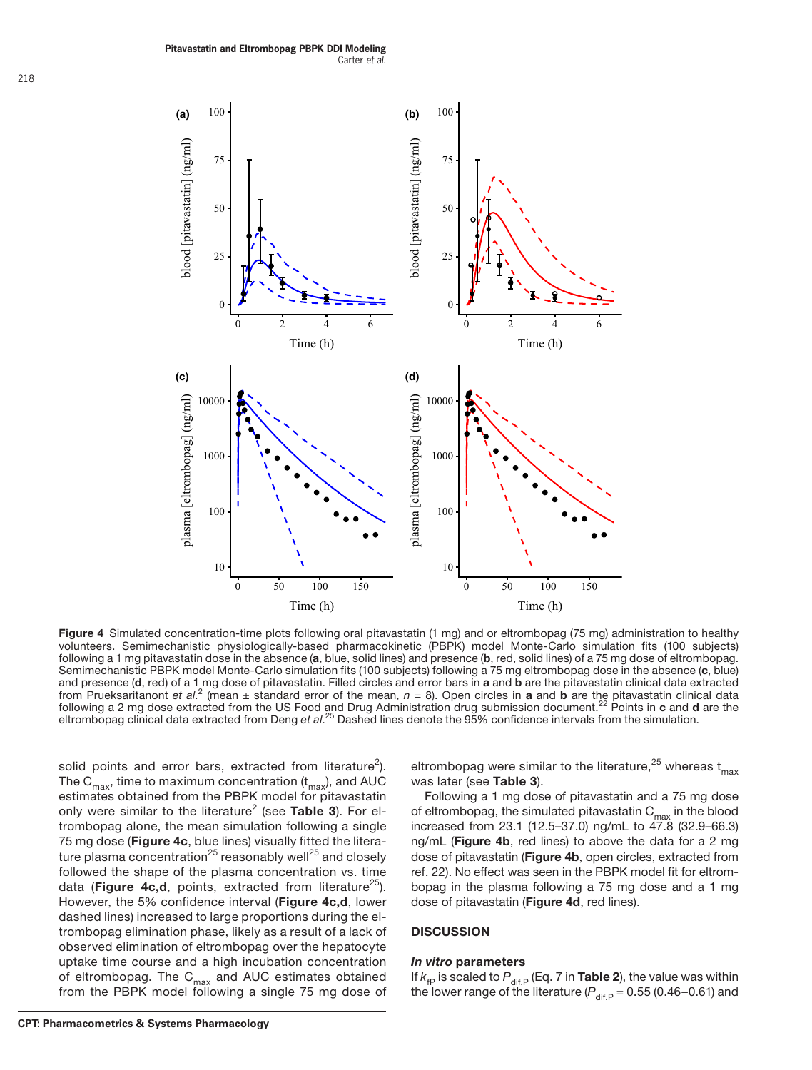Figure 4 Simulated concentration-time plots following oral pitavastatin (1 mg) and or eltrombopag (75 mg) administration to healthy volunteers. Semimechanistic physiologically-based pharmacokinetic (PBPK) model Monte-Carlo simulation fits (100 subjects) following a 1 mg pitavastatin dose in the absence (**a**, blue, solid lines) and presence (**b**, red, solid lines) of a 75 mg dose of eltrombopag. Semimechanistic PBPK model Monte-Carlo simulation fits (100 subjects) following a 75 mg eltrombopag dose in the absence (**c**, blue) and presence (**d**, red) of a 1 mg dose of pitavastatin. Filled circles and error bars in **a** and **b** are the pitavastatin clinical data extracted from Prueksaritanont *et al.*[2] (mean ± standard error of the mean, $n = 8$). Open circles in **a** and **b** are the pitavastatin clinical data following a 2 mg dose extracted from the US Food and Drug Administration drug submission document.[22] Points in **c** and **d** are the eltrombopag clinical data extracted from Deng *et al.*[25] Dashed lines denote the 95% confidence intervals from the simulation.

solid points and error bars, extracted from literature[2]). The $C_{max}$, time to maximum concentration ($t_{max}$), and AUC estimates obtained from the PBPK model for pitavastatin only were similar to the literature[2] (see **Table 3**). For eltrombopag alone, the mean simulation following a single 75 mg dose (**Figure 4c**, blue lines) visually fitted the literature plasma concentration[25] reasonably well[25] and closely followed the shape of the plasma concentration vs. time data (**Figure 4c,d**, points, extracted from literature[25]). However, the 5% confidence interval (**Figure 4c,d**, lower dashed lines) increased to large proportions during the eltrombopag elimination phase, likely as a result of a lack of observed elimination of eltrombopag over the hepatocyte uptake time course and a high incubation concentration of eltrombopag. The $C_{max}$ and AUC estimates obtained from the PBPK model following a single 75 mg dose of eltrombopag were similar to the literature,[25] whereas $t_{max}$ was later (see **Table 3**).

Following a 1 mg dose of pitavastatin and a 75 mg dose of eltrombopag, the simulated pitavastatin $C_{max}$ in the blood increased from 23.1 (12.5–37.0) ng/mL to 47.8 (32.9–66.3) ng/mL (**Figure 4b**, red lines) to above the data for a 2 mg dose of pitavastatin (**Figure 4b**, open circles, extracted from ref. 22). No effect was seen in the PBPK model fit for eltrombopag in the plasma following a 75 mg dose and a 1 mg dose of pitavastatin (**Figure 4d**, red lines).

## DISCUSSION

### *In vitro* parameters

If $k_{fP}$ is scaled to $P_{dif.P}$ (Eq. 7 in **Table 2**), the value was within the lower range of the literature ($P_{dif.P} = 0.55$ (0.46–0.61) and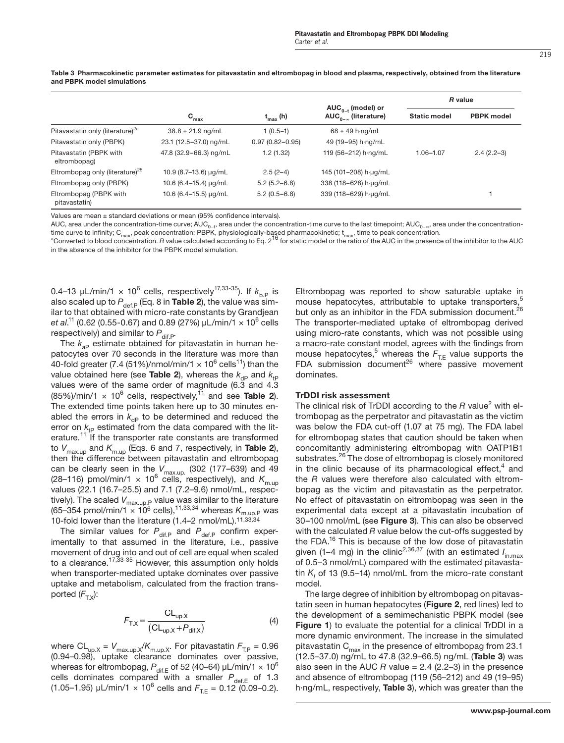**Table 3 Pharmacokinetic parameter estimates for pitavastatin and eltrombopag in blood and plasma, respectively, obtained from the literature and PBPK model simulations**

| | $C_{max}$ | $t_{max}$ (h) | $AUC_{0-t}$ (model) or $AUC_{0-\infty}$ (literature) | *R* value | |
|---|---|---|---|---|---|
| | | | | Static model | PBPK model |
| Pitavastatin only (literature)[2a] | 38.8 ± 21.9 ng/mL | 1 (0.5–1) | 68 ± 49 h·ng/mL | | |
| Pitavastatin only (PBPK) | 23.1 (12.5–37.0) ng/mL | 0.97 (0.82–0.95) | 49 (19–95) h·ng/mL | | |
| Pitavastatin (PBPK with eltrombopag) | 47.8 (32.9–66.3) ng/mL | 1.2 (1.32) | 119 (56–212) h·ng/mL | 1.06–1.07 | 2.4 (2.2–3) |
| Eltrombopag only (literature)[25] | 10.9 (8.7–13.6) μg/mL | 2.5 (2–4) | 145 (101–208) h·μg/mL | | |
| Eltrombopag only (PBPK) | 10.6 (6.4–15.4) μg/mL | 5.2 (5.2–6.8) | 338 (118–628) h·μg/mL | | |
| Eltrombopag (PBPK with pitavastatin) | 10.6 (6.4–15.5) μg/mL | 5.2 (0.5–6.8) | 339 (118–629) h·μg/mL | | 1 |

Values are mean ± standard deviations or mean (95% confidence intervals).

AUC, area under the concentration-time curve; $AUC_{0-t}$, area under the concentration-time curve to the last timepoint; $AUC_{0-\infty}$, area under the concentration-time curve to infinity; $C_{max}$, peak concentration; PBPK, physiologically-based pharmacokinetic; $t_{max}$, time to peak concentration.

[a]Converted to blood concentration. *R* value calculated according to Eq. 2[16] for static model or the ratio of the AUC in the presence of the inhibitor to the AUC in the absence of the inhibitor for the PBPK model simulation.

0.4–13 μL/min/1 × $10^6$ cells, respectively[17,33-35]). If $k_{b,P}$ is also scaled up to $P_{def,P}$ (Eq. 8 in **Table 2**), the value was similar to that obtained with micro-rate constants by Grandjean *et al.*[11] (0.62 (0.55-0.67) and 0.89 (27%) μL/min/1 × $10^6$ cells respectively) and similar to $P_{dif,P}$.

The $k_{aP}$ estimate obtained for pitavastatin in human hepatocytes over 70 seconds in the literature was more than 40-fold greater (7.4 (51%)/nmol/min/1 × $10^6$ cells[11]) than the value obtained here (see **Table 2**), whereas the $k_{dP}$ and $k_{tP}$ values were of the same order of magnitude (6.3 and 4.3 (85%)/min/1 × $10^6$ cells, respectively,[11] and see **Table 2**). The extended time points taken here up to 30 minutes enabled the errors in $k_{dP}$ to be determined and reduced the error on $k_{tP}$ estimated from the data compared with the literature.[11] If the transporter rate constants are transformed to $V_{max.up}$ and $K_{m.up}$ (Eqs. 6 and 7, respectively, in **Table 2**), then the difference between pitavastatin and eltrombopag can be clearly seen in the $V_{max.up.}$ (302 (177–639) and 49 (28–116) pmol/min/1 × $10^6$ cells, respectively), and $K_{m.up}$ values (22.1 (16.7–25.5) and 7.1 (7.2–9.6) nmol/mL, respectively). The scaled $V_{max.up.P}$ value was similar to the literature (65–354 pmol/min/1 × $10^6$ cells),[11,33,34] whereas $K_{m.up.P}$ was 10-fold lower than the literature (1.4–2 nmol/mL).[11,33,34]

The similar values for $P_{dif.P}$ and $P_{def.P}$ confirm experimentally to that assumed in the literature, i.e., passive movement of drug into and out of cell are equal when scaled to a clearance.[17,33-35] However, this assumption only holds when transporter-mediated uptake dominates over passive uptake and metabolism, calculated from the fraction transported ($F_{T.X}$):

$$F_{T.X} = \frac{CL_{up.X}}{(CL_{up.X} + P_{dif.X})} \tag{4}$$

where $CL_{up.X} = V_{max.up.X}/K_{m.up.X}$. For pitavastatin $F_{T.P} = 0.96$ (0.94–0.98), uptake clearance dominates over passive, whereas for eltrombopag, $P_{dif.E}$ of 52 (40–64) μL/min/1 × $10^6$ cells dominates compared with a smaller $P_{def.E}$ of 1.3 (1.05–1.95) μL/min/1 × $10^6$ cells and $F_{T.E} = 0.12$ (0.09–0.2).

Eltrombopag was reported to show saturable uptake in mouse hepatocytes, attributable to uptake transporters,[5] but only as an inhibitor in the FDA submission document.[26] The transporter-mediated uptake of eltrombopag derived using micro-rate constants, which was not possible using a macro-rate constant model, agrees with the findings from mouse hepatocytes,[5] whereas the $F_{T.E}$ value supports the FDA submission document[26] where passive movement dominates.

### TrDDI risk assessment

The clinical risk of TrDDI according to the *R* value[2] with eltrombopag as the perpetrator and pitavastatin as the victim was below the FDA cut-off (1.07 at 75 mg). The FDA label for eltrombopag states that caution should be taken when concomitantly administering eltrombopag with OATP1B1 substrates.[26] The dose of eltrombopag is closely monitored in the clinic because of its pharmacological effect,[4] and the *R* values were therefore also calculated with eltrombopag as the victim and pitavastatin as the perpetrator. No effect of pitavastatin on eltrombopag was seen in the experimental data except at a pitavastatin incubation of 30–100 nmol/mL (see **Figure 3**). This can also be observed with the calculated *R* value below the cut-offs suggested by the FDA.[16] This is because of the low dose of pitavastatin given (1–4 mg) in the clinic[2,36,37] (with an estimated $I_{in.max}$ of 0.5–3 nmol/mL) compared with the estimated pitavastatin $K_I$ of 13 (9.5–14) nmol/mL from the micro-rate constant model.

The large degree of inhibition by eltrombopag on pitavastatin seen in human hepatocytes (**Figure 2**, red lines) led to the development of a semimechanistic PBPK model (see **Figure 1**) to evaluate the potential for a clinical TrDDI in a more dynamic environment. The increase in the simulated pitavastatin $C_{max}$ in the presence of eltrombopag from 23.1 (12.5–37.0) ng/mL to 47.8 (32.9–66.5) ng/mL (**Table 3**) was also seen in the AUC *R* value = 2.4 (2.2–3) in the presence and absence of eltrombopag (119 (56–212) and 49 (19–95) h·ng/mL, respectively, **Table 3**), which was greater than the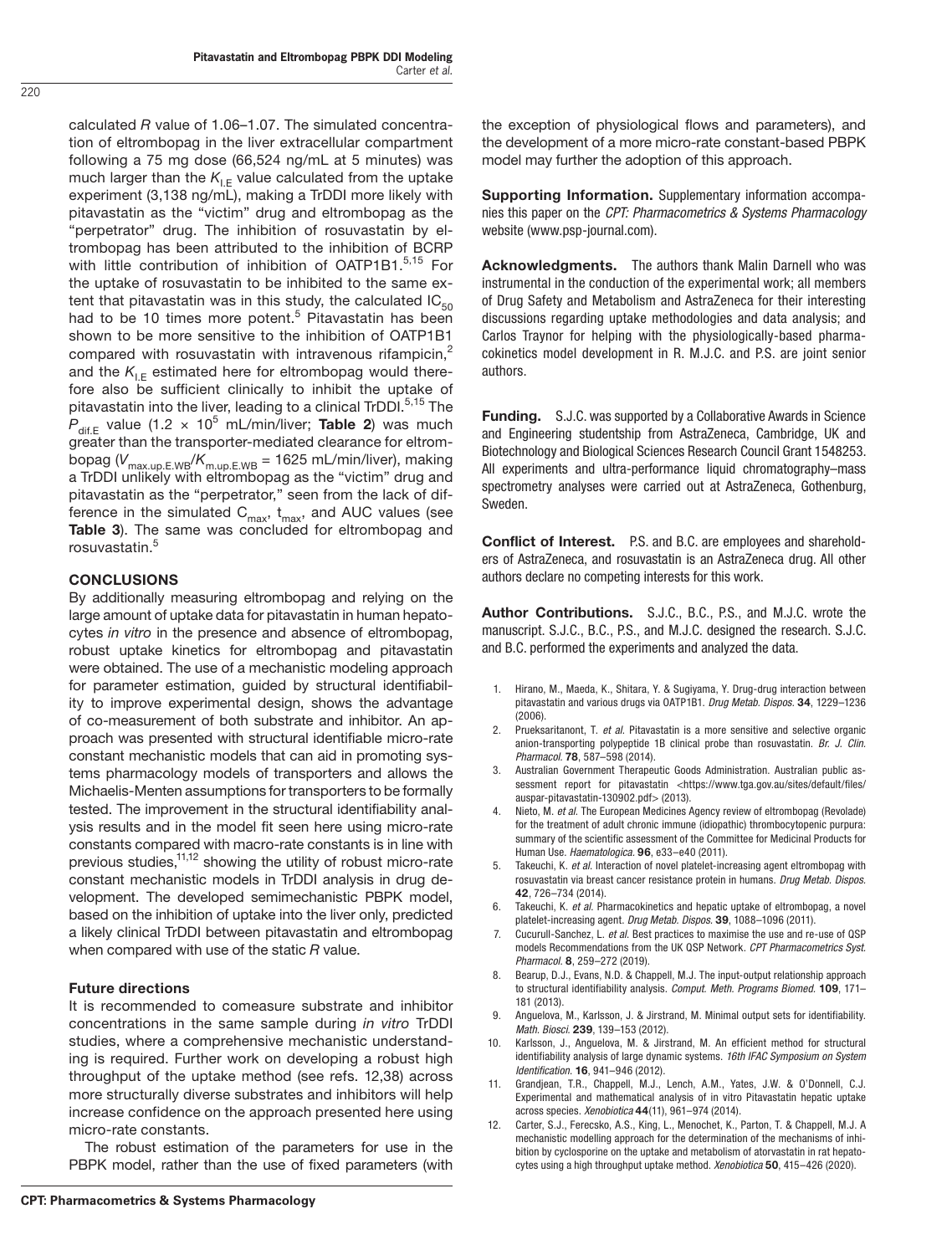calculated $R$ value of 1.06–1.07. The simulated concentration of eltrombopag in the liver extracellular compartment following a 75 mg dose (66,524 ng/mL at 5 minutes) was much larger than the $K_{I,E}$ value calculated from the uptake experiment (3,138 ng/mL), making a TrDDI more likely with pitavastatin as the "victim" drug and eltrombopag as the "perpetrator" drug. The inhibition of rosuvastatin by eltrombopag has been attributed to the inhibition of BCRP with little contribution of inhibition of OATP1B1.[5,15] For the uptake of rosuvastatin to be inhibited to the same extent that pitavastatin was in this study, the calculated $IC_{50}$ had to be 10 times more potent.[5] Pitavastatin has been shown to be more sensitive to the inhibition of OATP1B1 compared with rosuvastatin with intravenous rifampicin,[2] and the $K_{I,E}$ estimated here for eltrombopag would therefore also be sufficient clinically to inhibit the uptake of pitavastatin into the liver, leading to a clinical TrDDI.[5,15] The $P_{dif,E}$ value ($1.2 \times 10^5$ mL/min/liver; **Table 2**) was much greater than the transporter-mediated clearance for eltrombopag ($V_{max,up,E,WB}/K_{m,up,E,WB}$ = 1625 mL/min/liver), making a TrDDI unlikely with eltrombopag as the "victim" drug and pitavastatin as the "perpetrator," seen from the lack of difference in the simulated $C_{max}$, $t_{max}$, and AUC values (see **Table 3**). The same was concluded for eltrombopag and rosuvastatin.[5]

## CONCLUSIONS

By additionally measuring eltrombopag and relying on the large amount of uptake data for pitavastatin in human hepatocytes *in vitro* in the presence and absence of eltrombopag, robust uptake kinetics for eltrombopag and pitavastatin were obtained. The use of a mechanistic modeling approach for parameter estimation, guided by structural identifiability to improve experimental design, shows the advantage of co-measurement of both substrate and inhibitor. An approach was presented with structural identifiable micro-rate constant mechanistic models that can aid in promoting systems pharmacology models of transporters and allows the Michaelis-Menten assumptions for transporters to be formally tested. The improvement in the structural identifiability analysis results and in the model fit seen here using micro-rate constants compared with macro-rate constants is in line with previous studies,[11,12] showing the utility of robust micro-rate constant mechanistic models in TrDDI analysis in drug development. The developed semimechanistic PBPK model, based on the inhibition of uptake into the liver only, predicted a likely clinical TrDDI between pitavastatin and eltrombopag when compared with use of the static $R$ value.

### Future directions

It is recommended to comeasure substrate and inhibitor concentrations in the same sample during *in vitro* TrDDI studies, where a comprehensive mechanistic understanding is required. Further work on developing a robust high throughput of the uptake method (see refs. 12,38) across more structurally diverse substrates and inhibitors will help increase confidence on the approach presented here using micro-rate constants.

The robust estimation of the parameters for use in the PBPK model, rather than the use of fixed parameters (with the exception of physiological flows and parameters), and the development of a more micro-rate constant-based PBPK model may further the adoption of this approach.

**Supporting Information.** Supplementary information accompanies this paper on the *CPT: Pharmacometrics & Systems Pharmacology* website (www.psp-journal.com).

**Acknowledgments.** The authors thank Malin Darnell who was instrumental in the conduction of the experimental work; all members of Drug Safety and Metabolism and AstraZeneca for their interesting discussions regarding uptake methodologies and data analysis; and Carlos Traynor for helping with the physiologically-based pharmacokinetics model development in R. M.J.C. and P.S. are joint senior authors.

**Funding.** S.J.C. was supported by a Collaborative Awards in Science and Engineering studentship from AstraZeneca, Cambridge, UK and Biotechnology and Biological Sciences Research Council Grant 1548253. All experiments and ultra-performance liquid chromatography–mass spectrometry analyses were carried out at AstraZeneca, Gothenburg, Sweden.

**Conflict of Interest.** P.S. and B.C. are employees and shareholders of AstraZeneca, and rosuvastatin is an AstraZeneca drug. All other authors declare no competing interests for this work.

**Author Contributions.** S.J.C., B.C., P.S., and M.J.C. wrote the manuscript. S.J.C., B.C., P.S., and M.J.C. designed the research. S.J.C. and B.C. performed the experiments and analyzed the data.

1. Hirano, M., Maeda, K., Shitara, Y. & Sugiyama, Y. Drug-drug interaction between pitavastatin and various drugs via OATP1B1. *Drug Metab. Dispos.* **34**, 1229–1236 (2006).
2. Prueksaritanont, T. *et al.* Pitavastatin is a more sensitive and selective organic anion-transporting polypeptide 1B clinical probe than rosuvastatin. *Br. J. Clin. Pharmacol.* **78**, 587–598 (2014).
3. Australian Government Therapeutic Goods Administration. Australian public assessment report for pitavastatin <https://www.tga.gov.au/sites/default/files/auspar-pitavastatin-130902.pdf> (2013).
4. Nieto, M. *et al.* The European Medicines Agency review of eltrombopag (Revolade) for the treatment of adult chronic immune (idiopathic) thrombocytopenic purpura: summary of the scientific assessment of the Committee for Medicinal Products for Human Use. *Haematologica.* **96**, e33–e40 (2011).
5. Takeuchi, K. *et al.* Interaction of novel platelet-increasing agent eltrombopag with rosuvastatin via breast cancer resistance protein in humans. *Drug Metab. Dispos.* **42**, 726–734 (2014).
6. Takeuchi, K. *et al.* Pharmacokinetics and hepatic uptake of eltrombopag, a novel platelet-increasing agent. *Drug Metab. Dispos.* **39**, 1088–1096 (2011).
7. Cucurull-Sanchez, L. *et al.* Best practices to maximise the use and re-use of QSP models Recommendations from the UK QSP Network. *CPT Pharmacometrics Syst. Pharmacol.* **8**, 259–272 (2019).
8. Bearup, D.J., Evans, N.D. & Chappell, M.J. The input-output relationship approach to structural identifiability analysis. *Comput. Meth. Programs Biomed.* **109**, 171–181 (2013).
9. Anguelova, M., Karlsson, J. & Jirstrand, M. Minimal output sets for identifiability. *Math. Biosci.* **239**, 139–153 (2012).
10. Karlsson, J., Anguelova, M. & Jirstrand, M. An efficient method for structural identifiability analysis of large dynamic systems. *16th IFAC Symposium on System Identification.* **16**, 941–946 (2012).
11. Grandjean, T.R., Chappell, M.J., Lench, A.M., Yates, J.W. & O'Donnell, C.J. Experimental and mathematical analysis of in vitro Pitavastatin hepatic uptake across species. *Xenobiotica* **44**(11), 961–974 (2014).
12. Carter, S.J., Ferecsko, A.S., King, L., Menochet, K., Parton, T. & Chappell, M.J. A mechanistic modelling approach for the determination of the mechanisms of inhibition by cyclosporine on the uptake and metabolism of atorvastatin in rat hepatocytes using a high throughput uptake method. *Xenobiotica* **50**, 415–426 (2020).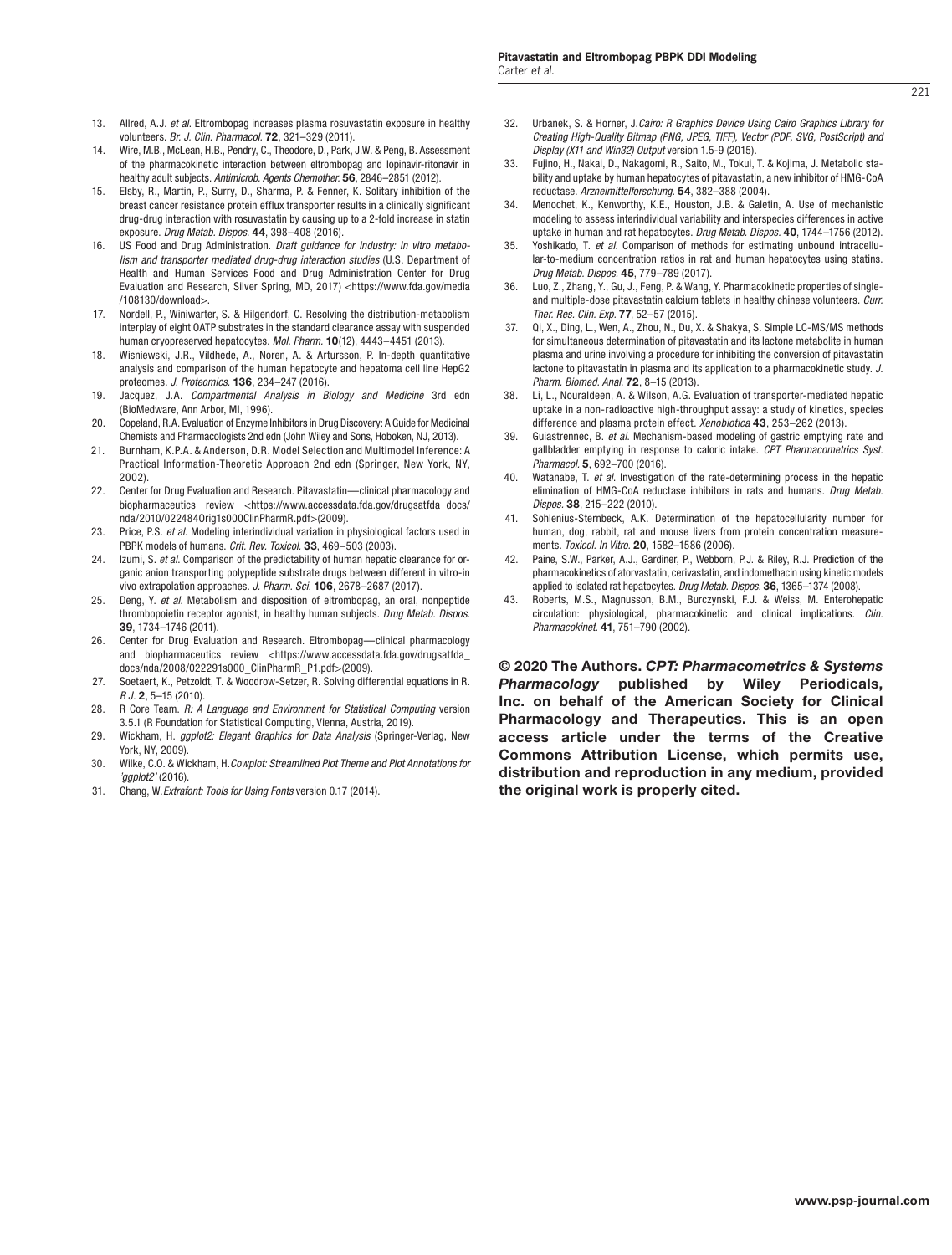13. Allred, A.J. *et al.* Eltrombopag increases plasma rosuvastatin exposure in healthy volunteers. *Br. J. Clin. Pharmacol.* **72**, 321–329 (2011).
14. Wire, M.B., McLean, H.B., Pendry, C., Theodore, D., Park, J.W. & Peng, B. Assessment of the pharmacokinetic interaction between eltrombopag and lopinavir-ritonavir in healthy adult subjects. *Antimicrob. Agents Chemother.* **56**, 2846–2851 (2012).
15. Elsby, R., Martin, P., Surry, D., Sharma, P. & Fenner, K. Solitary inhibition of the breast cancer resistance protein efflux transporter results in a clinically significant drug-drug interaction with rosuvastatin by causing up to a 2-fold increase in statin exposure. *Drug Metab. Dispos.* **44**, 398–408 (2016).
16. US Food and Drug Administration. *Draft guidance for industry: in vitro metabolism and transporter mediated drug-drug interaction studies* (U.S. Department of Health and Human Services Food and Drug Administration Center for Drug Evaluation and Research, Silver Spring, MD, 2017) <https://www.fda.gov/media/108130/download>.
17. Nordell, P., Winiwarter, S. & Hilgendorf, C. Resolving the distribution-metabolism interplay of eight OATP substrates in the standard clearance assay with suspended human cryopreserved hepatocytes. *Mol. Pharm.* **10**(12), 4443–4451 (2013).
18. Wisniewski, J.R., Vildhede, A., Noren, A. & Artursson, P. In-depth quantitative analysis and comparison of the human hepatocyte and hepatoma cell line HepG2 proteomes. *J. Proteomics.* **136**, 234–247 (2016).
19. Jacquez, J.A. *Compartmental Analysis in Biology and Medicine* 3rd edn (BioMedware, Ann Arbor, MI, 1996).
20. Copeland, R.A. Evaluation of Enzyme Inhibitors in Drug Discovery: A Guide for Medicinal Chemists and Pharmacologists 2nd edn (John Wiley and Sons, Hoboken, NJ, 2013).
21. Burnham, K.P.A. & Anderson, D.R. Model Selection and Multimodel Inference: A Practical Information-Theoretic Approach 2nd edn (Springer, New York, NY, 2002).
22. Center for Drug Evaluation and Research. Pitavastatin—clinical pharmacology and biopharmaceutics review <https://www.accessdata.fda.gov/drugsatfda_docs/nda/2010/022484Orig1s000ClinPharmR.pdf>(2009).
23. Price, P.S. *et al.* Modeling interindividual variation in physiological factors used in PBPK models of humans. *Crit. Rev. Toxicol.* **33**, 469–503 (2003).
24. Izumi, S. *et al.* Comparison of the predictability of human hepatic clearance for organic anion transporting polypeptide substrate drugs between different in vitro-in vivo extrapolation approaches. *J. Pharm. Sci.* **106**, 2678–2687 (2017).
25. Deng, Y. *et al.* Metabolism and disposition of eltrombopag, an oral, nonpeptide thrombopoietin receptor agonist, in healthy human subjects. *Drug Metab. Dispos.* **39**, 1734–1746 (2011).
26. Center for Drug Evaluation and Research. Eltrombopag—clinical pharmacology and biopharmaceutics review <https://www.accessdata.fda.gov/drugsatfda_docs/nda/2008/022291s000_ClinPharmR_P1.pdf>(2009).
27. Soetaert, K., Petzoldt, T. & Woodrow-Setzer, R. Solving differential equations in R. *R J.* **2**, 5–15 (2010).
28. R Core Team. *R: A Language and Environment for Statistical Computing* version 3.5.1 (R Foundation for Statistical Computing, Vienna, Austria, 2019).
29. Wickham, H. *ggplot2: Elegant Graphics for Data Analysis* (Springer-Verlag, New York, NY, 2009).
30. Wilke, C.O. & Wickham, H. *Cowplot: Streamlined Plot Theme and Plot Annotations for 'ggplot2'* (2016).
31. Chang, W. *Extrafont: Tools for Using Fonts* version 0.17 (2014).
32. Urbanek, S. & Horner, J. *Cairo: R Graphics Device Using Cairo Graphics Library for Creating High-Quality Bitmap (PNG, JPEG, TIFF), Vector (PDF, SVG, PostScript) and Display (X11 and Win32) Output* version 1.5-9 (2015).
33. Fujino, H., Nakai, D., Nakagomi, R., Saito, M., Tokui, T. & Kojima, J. Metabolic stability and uptake by human hepatocytes of pitavastatin, a new inhibitor of HMG-CoA reductase. *Arzneimittelforschung.* **54**, 382–388 (2004).
34. Menochet, K., Kenworthy, K.E., Houston, J.B. & Galetin, A. Use of mechanistic modeling to assess interindividual variability and interspecies differences in active uptake in human and rat hepatocytes. *Drug Metab. Dispos.* **40**, 1744–1756 (2012).
35. Yoshikado, T. *et al.* Comparison of methods for estimating unbound intracellular-to-medium concentration ratios in rat and human hepatocytes using statins. *Drug Metab. Dispos.* **45**, 779–789 (2017).
36. Luo, Z., Zhang, Y., Gu, J., Feng, P. & Wang, Y. Pharmacokinetic properties of single- and multiple-dose pitavastatin calcium tablets in healthy chinese volunteers. *Curr. Ther. Res. Clin. Exp.* **77**, 52–57 (2015).
37. Qi, X., Ding, L., Wen, A., Zhou, N., Du, X. & Shakya, S. Simple LC-MS/MS methods for simultaneous determination of pitavastatin and its lactone metabolite in human plasma and urine involving a procedure for inhibiting the conversion of pitavastatin lactone to pitavastatin in plasma and its application to a pharmacokinetic study. *J. Pharm. Biomed. Anal.* **72**, 8–15 (2013).
38. Li, L., Nouraldeen, A. & Wilson, A.G. Evaluation of transporter-mediated hepatic uptake in a non-radioactive high-throughput assay: a study of kinetics, species difference and plasma protein effect. *Xenobiotica* **43**, 253–262 (2013).
39. Guiastrennec, B. *et al.* Mechanism-based modeling of gastric emptying rate and gallbladder emptying in response to caloric intake. *CPT Pharmacometrics Syst. Pharmacol.* **5**, 692–700 (2016).
40. Watanabe, T. *et al.* Investigation of the rate-determining process in the hepatic elimination of HMG-CoA reductase inhibitors in rats and humans. *Drug Metab. Dispos.* **38**, 215–222 (2010).
41. Sohlenius-Sternbeck, A.K. Determination of the hepatocellularity number for human, dog, rabbit, rat and mouse livers from protein concentration measurements. *Toxicol. In Vitro.* **20**, 1582–1586 (2006).
42. Paine, S.W., Parker, A.J., Gardiner, P., Webborn, P.J. & Riley, R.J. Prediction of the pharmacokinetics of atorvastatin, cerivastatin, and indomethacin using kinetic models applied to isolated rat hepatocytes. *Drug Metab. Dispos.* **36**, 1365–1374 (2008).
43. Roberts, M.S., Magnusson, B.M., Burczynski, F.J. & Weiss, M. Enterohepatic circulation: physiological, pharmacokinetic and clinical implications. *Clin. Pharmacokinet.* **41**, 751–790 (2002).

**© 2020 The Authors. *CPT: Pharmacometrics & Systems Pharmacology* published by Wiley Periodicals, Inc. on behalf of the American Society for Clinical Pharmacology and Therapeutics. This is an open access article under the terms of the Creative Commons Attribution License, which permits use, distribution and reproduction in any medium, provided the original work is properly cited.**